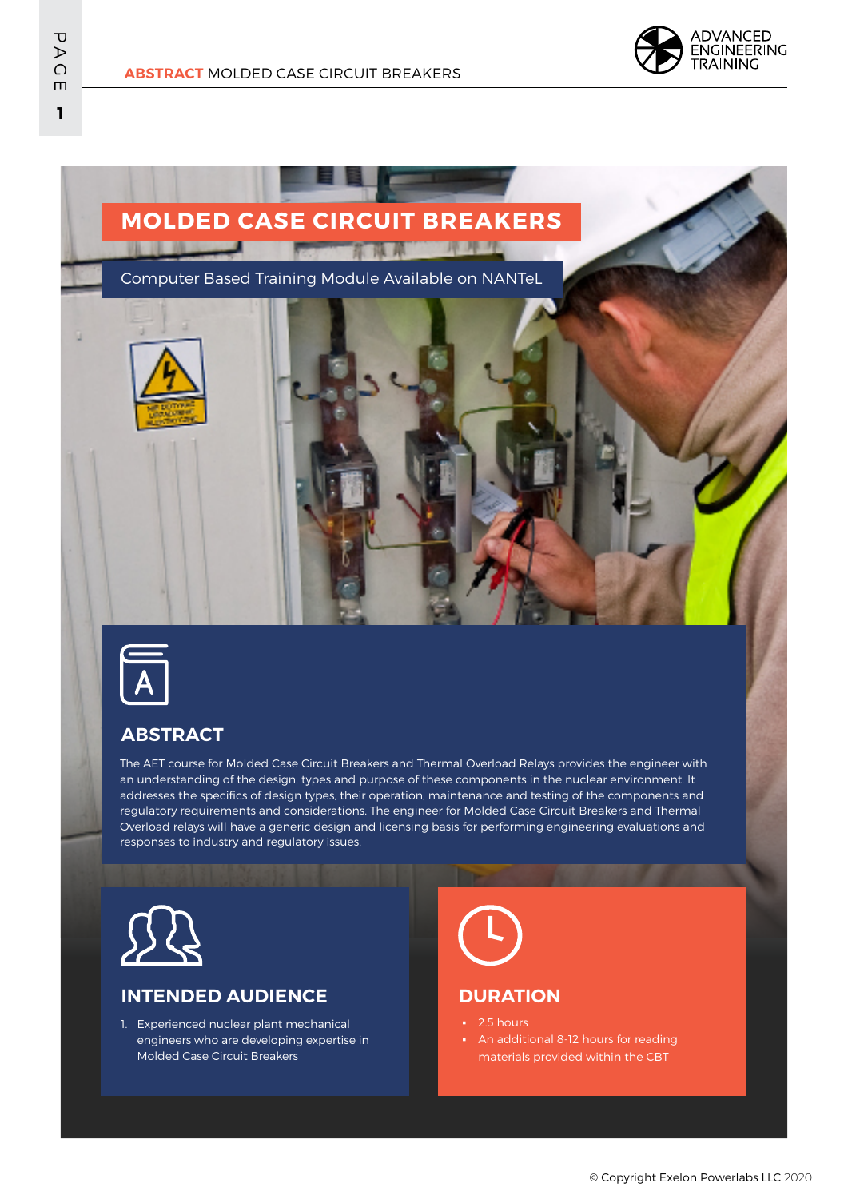# MOLDED CASE CIRCUIT BREAKERS

Computer Based Training Module Available on NANTeL

## ABSTRACT

The AET course for Molded Case Circuit Breakers and Thermal Overload Relays provides the engineer with an understanding of the design, types and purpose of these components in the nuclear environment. It addresses the specifics of design types, their operation, maintenance and testing of the components and regulatory requirements and considerations. The engineer for Molded Case Circuit Breakers and Thermal Overload relays will have a generic design and licensing basis for performing engineering evaluations and responses to industry and regulatory issues.

## INTENDED AUDIENCE

1. Experienced nuclear plant mechanical engineers who are developing expertise in Molded Case Circuit Breakers

## DURATION

- 2.5 hours
- An additional 8-12 hours for reading materials provided within the CBT

© Copyright Exelon Powerlabs LLC 2020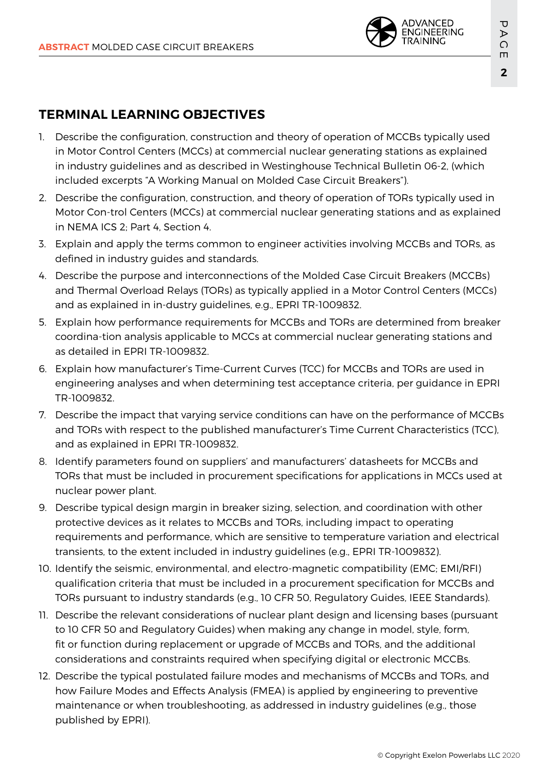## TERMINAL LEARNING OBJECTIVES

1. Describe the configuration, construction and theory of operation of MCCBs typically used in Motor Control Centers (MCCs) at commercial nuclear generating stations as explained in industry guidelines and as described in Westinghouse Technical Bulletin 06-2, (which included excerpts "A Working Manual on Molded Case Circuit Breakers").
2. Describe the configuration, construction, and theory of operation of TORs typically used in Motor Con-trol Centers (MCCs) at commercial nuclear generating stations and as explained in NEMA ICS 2; Part 4, Section 4.
3. Explain and apply the terms common to engineer activities involving MCCBs and TORs, as defined in industry guides and standards.
4. Describe the purpose and interconnections of the Molded Case Circuit Breakers (MCCBs) and Thermal Overload Relays (TORs) as typically applied in a Motor Control Centers (MCCs) and as explained in in-dustry guidelines, e.g., EPRI TR-1009832.
5. Explain how performance requirements for MCCBs and TORs are determined from breaker coordina-tion analysis applicable to MCCs at commercial nuclear generating stations and as detailed in EPRI TR-1009832.
6. Explain how manufacturer's Time-Current Curves (TCC) for MCCBs and TORs are used in engineering analyses and when determining test acceptance criteria, per guidance in EPRI TR-1009832.
7. Describe the impact that varying service conditions can have on the performance of MCCBs and TORs with respect to the published manufacturer's Time Current Characteristics (TCC), and as explained in EPRI TR-1009832.
8. Identify parameters found on suppliers' and manufacturers' datasheets for MCCBs and TORs that must be included in procurement specifications for applications in MCCs used at nuclear power plant.
9. Describe typical design margin in breaker sizing, selection, and coordination with other protective devices as it relates to MCCBs and TORs, including impact to operating requirements and performance, which are sensitive to temperature variation and electrical transients, to the extent included in industry guidelines (e.g., EPRI TR-1009832).
10. Identify the seismic, environmental, and electro-magnetic compatibility (EMC; EMI/RFI) qualification criteria that must be included in a procurement specification for MCCBs and TORs pursuant to industry standards (e.g., 10 CFR 50, Regulatory Guides, IEEE Standards).
11. Describe the relevant considerations of nuclear plant design and licensing bases (pursuant to 10 CFR 50 and Regulatory Guides) when making any change in model, style, form, fit or function during replacement or upgrade of MCCBs and TORs, and the additional considerations and constraints required when specifying digital or electronic MCCBs.
12. Describe the typical postulated failure modes and mechanisms of MCCBs and TORs, and how Failure Modes and Effects Analysis (FMEA) is applied by engineering to preventive maintenance or when troubleshooting, as addressed in industry guidelines (e.g., those published by EPRI).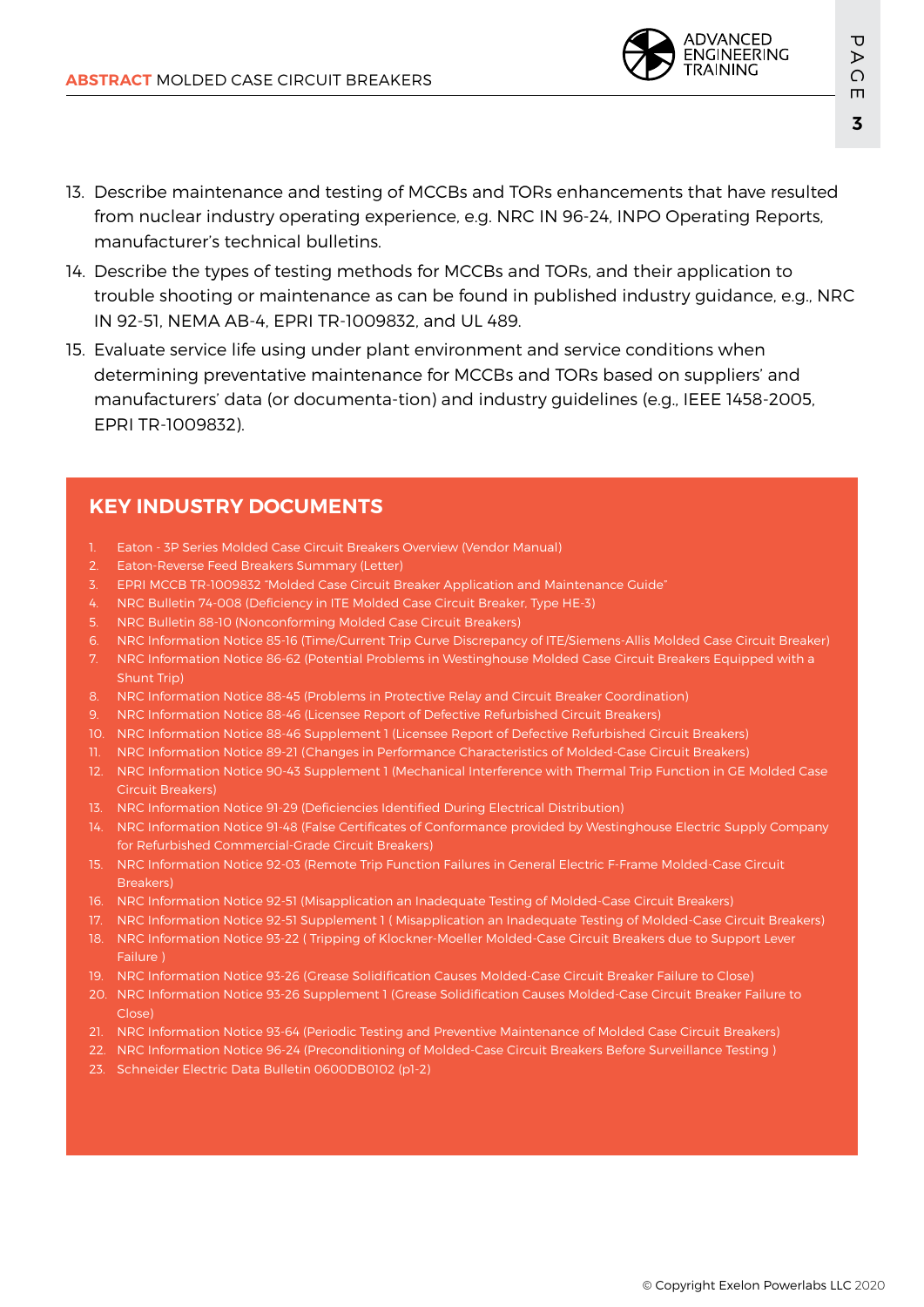13. Describe maintenance and testing of MCCBs and TORs enhancements that have resulted from nuclear industry operating experience, e.g. NRC IN 96-24, INPO Operating Reports, manufacturer's technical bulletins.
14. Describe the types of testing methods for MCCBs and TORs, and their application to trouble shooting or maintenance as can be found in published industry guidance, e.g., NRC IN 92-51, NEMA AB-4, EPRI TR-1009832, and UL 489.
15. Evaluate service life using under plant environment and service conditions when determining preventative maintenance for MCCBs and TORs based on suppliers' and manufacturers' data (or documenta-tion) and industry guidelines (e.g., IEEE 1458-2005, EPRI TR-1009832).

## KEY INDUSTRY DOCUMENTS

1. Eaton - 3P Series Molded Case Circuit Breakers Overview (Vendor Manual)
2. Eaton-Reverse Feed Breakers Summary (Letter)
3. EPRI MCCB TR-1009832 "Molded Case Circuit Breaker Application and Maintenance Guide"
4. NRC Bulletin 74-008 (Deficiency in ITE Molded Case Circuit Breaker, Type HE-3)
5. NRC Bulletin 88-10 (Nonconforming Molded Case Circuit Breakers)
6. NRC Information Notice 85-16 (Time/Current Trip Curve Discrepancy of ITE/Siemens-Allis Molded Case Circuit Breaker)
7. NRC Information Notice 86-62 (Potential Problems in Westinghouse Molded Case Circuit Breakers Equipped with a Shunt Trip)
8. NRC Information Notice 88-45 (Problems in Protective Relay and Circuit Breaker Coordination)
9. NRC Information Notice 88-46 (Licensee Report of Defective Refurbished Circuit Breakers)
10. NRC Information Notice 88-46 Supplement 1 (Licensee Report of Defective Refurbished Circuit Breakers)
11. NRC Information Notice 89-21 (Changes in Performance Characteristics of Molded-Case Circuit Breakers)
12. NRC Information Notice 90-43 Supplement 1 (Mechanical Interference with Thermal Trip Function in GE Molded Case Circuit Breakers)
13. NRC Information Notice 91-29 (Deficiencies Identified During Electrical Distribution)
14. NRC Information Notice 91-48 (False Certificates of Conformance provided by Westinghouse Electric Supply Company for Refurbished Commercial-Grade Circuit Breakers)
15. NRC Information Notice 92-03 (Remote Trip Function Failures in General Electric F-Frame Molded-Case Circuit Breakers)
16. NRC Information Notice 92-51 (Misapplication an Inadequate Testing of Molded-Case Circuit Breakers)
17. NRC Information Notice 92-51 Supplement 1 ( Misapplication an Inadequate Testing of Molded-Case Circuit Breakers)
18. NRC Information Notice 93-22 ( Tripping of Klockner-Moeller Molded-Case Circuit Breakers due to Support Lever Failure )
19. NRC Information Notice 93-26 (Grease Solidification Causes Molded-Case Circuit Breaker Failure to Close)
20. NRC Information Notice 93-26 Supplement 1 (Grease Solidification Causes Molded-Case Circuit Breaker Failure to Close)
21. NRC Information Notice 93-64 (Periodic Testing and Preventive Maintenance of Molded Case Circuit Breakers)
22. NRC Information Notice 96-24 (Preconditioning of Molded-Case Circuit Breakers Before Surveillance Testing )
23. Schneider Electric Data Bulletin 0600DB0102 (p1-2)